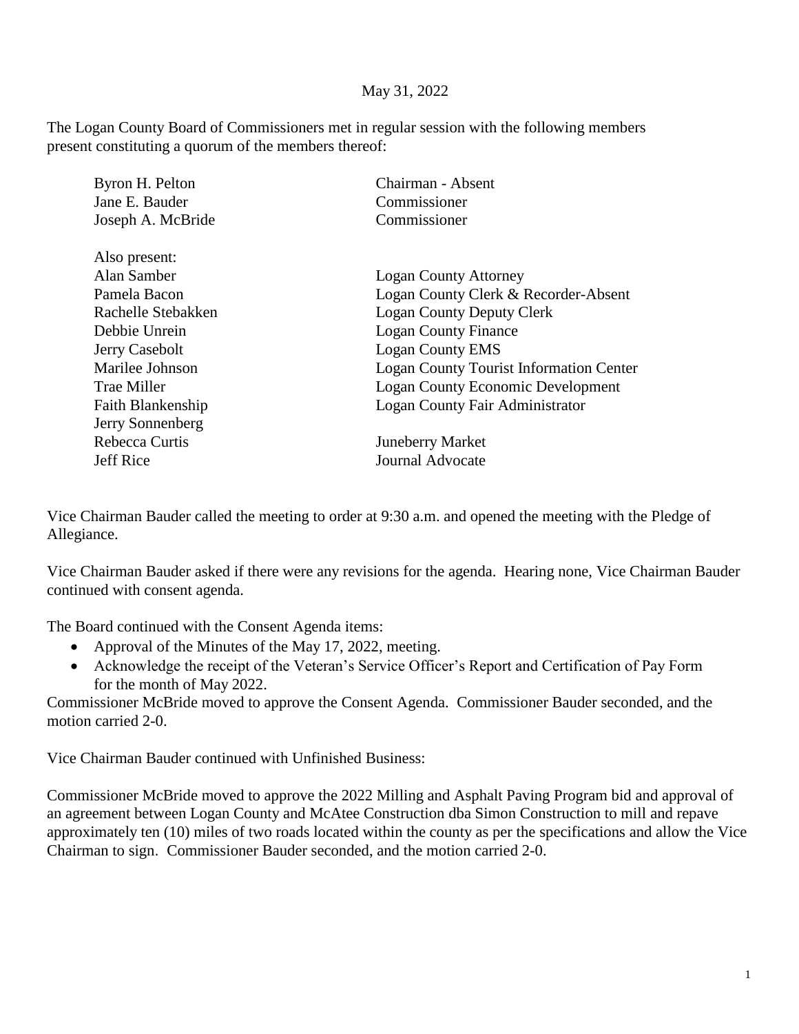May 31, 2022

The Logan County Board of Commissioners met in regular session with the following members present constituting a quorum of the members thereof:

| | |
|---|---|
| Byron H. Pelton | Chairman - Absent |
| Jane E. Bauder | Commissioner |
| Joseph A. McBride | Commissioner |
| | |
| Also present: | |
| Alan Samber | Logan County Attorney |
| Pamela Bacon | Logan County Clerk & Recorder-Absent |
| Rachelle Stebakken | Logan County Deputy Clerk |
| Debbie Unrein | Logan County Finance |
| Jerry Casebolt | Logan County EMS |
| Marilee Johnson | Logan County Tourist Information Center |
| Trae Miller | Logan County Economic Development |
| Faith Blankenship | Logan County Fair Administrator |
| Jerry Sonnenberg | |
| Rebecca Curtis | Juneberry Market |
| Jeff Rice | Journal Advocate |

Vice Chairman Bauder called the meeting to order at 9:30 a.m. and opened the meeting with the Pledge of Allegiance.

Vice Chairman Bauder asked if there were any revisions for the agenda. Hearing none, Vice Chairman Bauder continued with consent agenda.

The Board continued with the Consent Agenda items:

- Approval of the Minutes of the May 17, 2022, meeting.
- Acknowledge the receipt of the Veteran's Service Officer's Report and Certification of Pay Form for the month of May 2022.

Commissioner McBride moved to approve the Consent Agenda. Commissioner Bauder seconded, and the motion carried 2-0.

Vice Chairman Bauder continued with Unfinished Business:

Commissioner McBride moved to approve the 2022 Milling and Asphalt Paving Program bid and approval of an agreement between Logan County and McAtee Construction dba Simon Construction to mill and repave approximately ten (10) miles of two roads located within the county as per the specifications and allow the Vice Chairman to sign. Commissioner Bauder seconded, and the motion carried 2-0.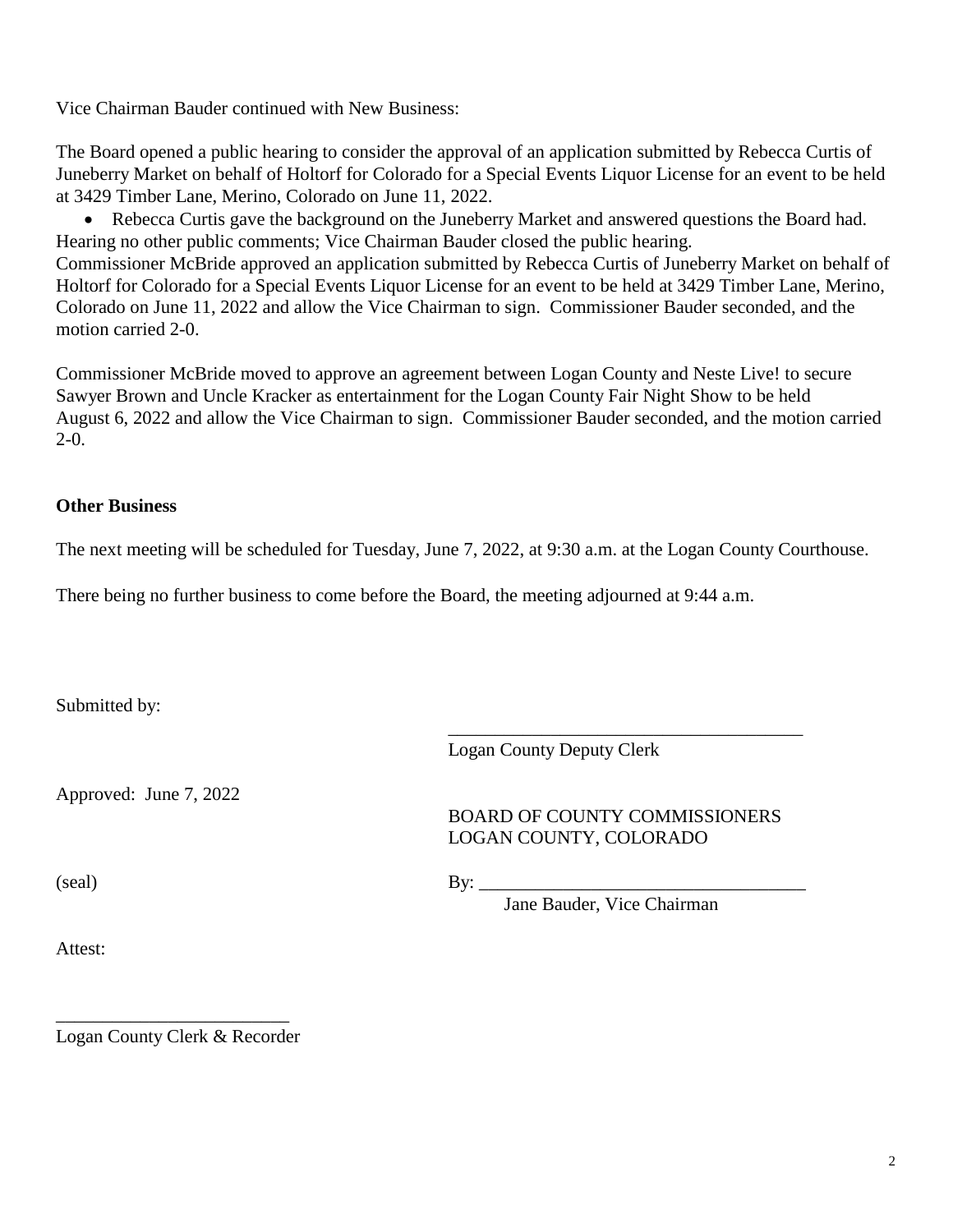Vice Chairman Bauder continued with New Business:

The Board opened a public hearing to consider the approval of an application submitted by Rebecca Curtis of Juneberry Market on behalf of Holtorf for Colorado for a Special Events Liquor License for an event to be held at 3429 Timber Lane, Merino, Colorado on June 11, 2022.

- Rebecca Curtis gave the background on the Juneberry Market and answered questions the Board had.

Hearing no other public comments; Vice Chairman Bauder closed the public hearing.
Commissioner McBride approved an application submitted by Rebecca Curtis of Juneberry Market on behalf of Holtorf for Colorado for a Special Events Liquor License for an event to be held at 3429 Timber Lane, Merino, Colorado on June 11, 2022 and allow the Vice Chairman to sign. Commissioner Bauder seconded, and the motion carried 2-0.

Commissioner McBride moved to approve an agreement between Logan County and Neste Live! to secure Sawyer Brown and Uncle Kracker as entertainment for the Logan County Fair Night Show to be held August 6, 2022 and allow the Vice Chairman to sign. Commissioner Bauder seconded, and the motion carried 2-0.

**Other Business**

The next meeting will be scheduled for Tuesday, June 7, 2022, at 9:30 a.m. at the Logan County Courthouse.

There being no further business to come before the Board, the meeting adjourned at 9:44 a.m.

Submitted by:

_______________________________________
Logan County Deputy Clerk

Approved: June 7, 2022

BOARD OF COUNTY COMMISSIONERS
LOGAN COUNTY, COLORADO

(seal)

By: ___________________________________
Jane Bauder, Vice Chairman

Attest:

_________________________
Logan County Clerk & Recorder